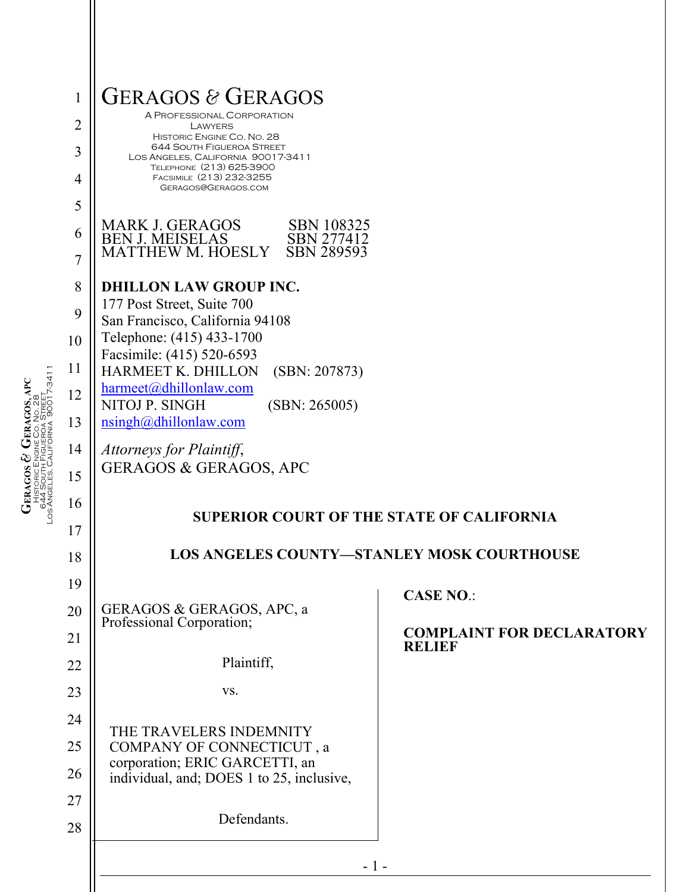GERAGOS & GERAGOS
A PROFESSIONAL CORPORATION
LAWYERS
HISTORIC ENGINE CO. NO. 28
644 SOUTH FIGUEROA STREET
LOS ANGELES, CALIFORNIA 90017-3411
TELEPHONE (213) 625-3900
FACSIMILE (213) 232-3255
GERAGOS@GERAGOS.COM

MARK J. GERAGOS SBN 108325
BEN J. MEISELAS SBN 277412
MATTHEW M. HOESLY SBN 289593

**DHILLON LAW GROUP INC.**
177 Post Street, Suite 700
San Francisco, California 94108
Telephone: (415) 433-1700
Facsimile: (415) 520-6593
HARMEET K. DHILLON (SBN: 207873)
harmeet@dhillonlaw.com
NITOJ P. SINGH (SBN: 265005)
nsingh@dhillonlaw.com

*Attorneys for Plaintiff*,
GERAGOS & GERAGOS, APC

**SUPERIOR COURT OF THE STATE OF CALIFORNIA**

**LOS ANGELES COUNTY—STANLEY MOSK COURTHOUSE**

GERAGOS & GERAGOS, APC, a Professional Corporation;

Plaintiff,

vs.

THE TRAVELERS INDEMNITY COMPANY OF CONNECTICUT , a corporation; ERIC GARCETTI, an individual, and; DOES 1 to 25, inclusive,

Defendants.

**CASE NO.**:

**COMPLAINT FOR DECLARATORY RELIEF**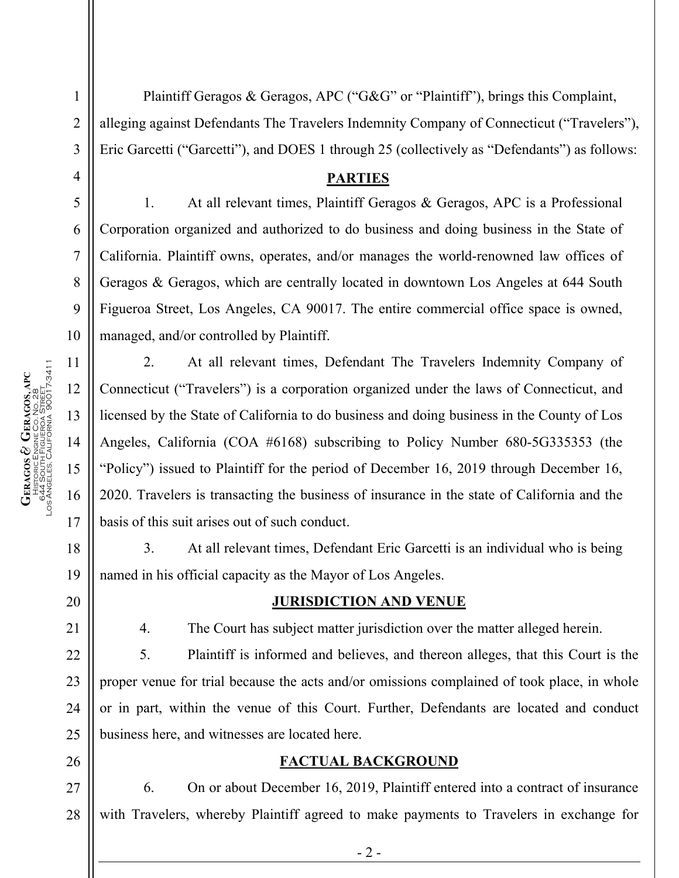Plaintiff Geragos & Geragos, APC ("G&G" or "Plaintiff"), brings this Complaint, alleging against Defendants The Travelers Indemnity Company of Connecticut ("Travelers"), Eric Garcetti ("Garcetti"), and DOES 1 through 25 (collectively as "Defendants") as follows:

## PARTIES

1. At all relevant times, Plaintiff Geragos & Geragos, APC is a Professional Corporation organized and authorized to do business and doing business in the State of California. Plaintiff owns, operates, and/or manages the world-renowned law offices of Geragos & Geragos, which are centrally located in downtown Los Angeles at 644 South Figueroa Street, Los Angeles, CA 90017. The entire commercial office space is owned, managed, and/or controlled by Plaintiff.

2. At all relevant times, Defendant The Travelers Indemnity Company of Connecticut ("Travelers") is a corporation organized under the laws of Connecticut, and licensed by the State of California to do business and doing business in the County of Los Angeles, California (COA #6168) subscribing to Policy Number 680-5G335353 (the "Policy") issued to Plaintiff for the period of December 16, 2019 through December 16, 2020. Travelers is transacting the business of insurance in the state of California and the basis of this suit arises out of such conduct.

3. At all relevant times, Defendant Eric Garcetti is an individual who is being named in his official capacity as the Mayor of Los Angeles.

## JURISDICTION AND VENUE

4. The Court has subject matter jurisdiction over the matter alleged herein.

5. Plaintiff is informed and believes, and thereon alleges, that this Court is the proper venue for trial because the acts and/or omissions complained of took place, in whole or in part, within the venue of this Court. Further, Defendants are located and conduct business here, and witnesses are located here.

## FACTUAL BACKGROUND

6. On or about December 16, 2019, Plaintiff entered into a contract of insurance with Travelers, whereby Plaintiff agreed to make payments to Travelers in exchange for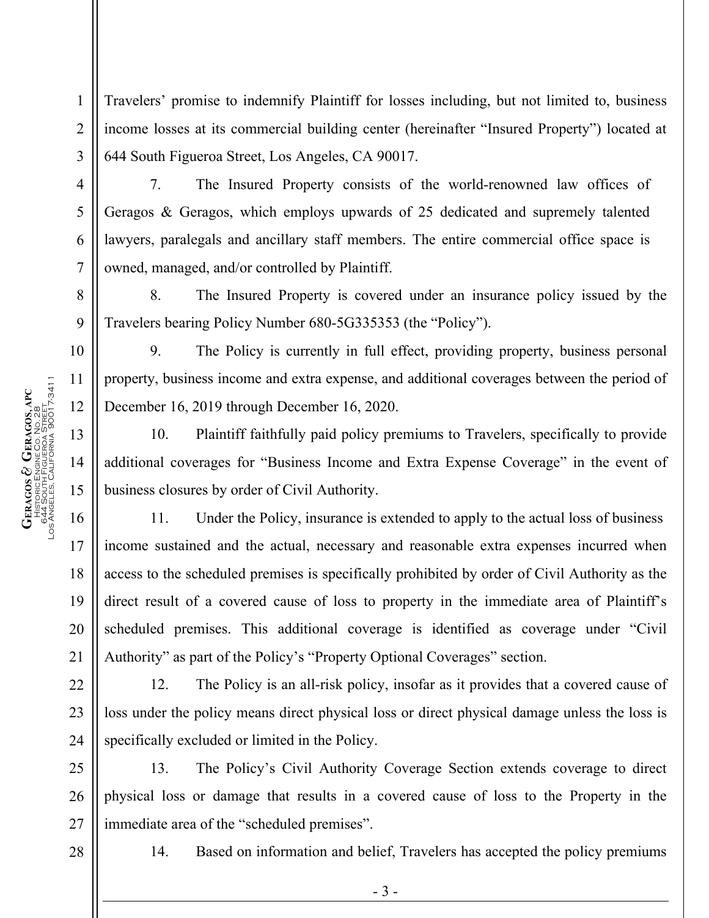Travelers' promise to indemnify Plaintiff for losses including, but not limited to, business income losses at its commercial building center (hereinafter "Insured Property") located at 644 South Figueroa Street, Los Angeles, CA 90017.

7. The Insured Property consists of the world-renowned law offices of Geragos & Geragos, which employs upwards of 25 dedicated and supremely talented lawyers, paralegals and ancillary staff members. The entire commercial office space is owned, managed, and/or controlled by Plaintiff.

8. The Insured Property is covered under an insurance policy issued by the Travelers bearing Policy Number 680-5G335353 (the "Policy").

9. The Policy is currently in full effect, providing property, business personal property, business income and extra expense, and additional coverages between the period of December 16, 2019 through December 16, 2020.

10. Plaintiff faithfully paid policy premiums to Travelers, specifically to provide additional coverages for "Business Income and Extra Expense Coverage" in the event of business closures by order of Civil Authority.

11. Under the Policy, insurance is extended to apply to the actual loss of business income sustained and the actual, necessary and reasonable extra expenses incurred when access to the scheduled premises is specifically prohibited by order of Civil Authority as the direct result of a covered cause of loss to property in the immediate area of Plaintiff's scheduled premises. This additional coverage is identified as coverage under "Civil Authority" as part of the Policy's "Property Optional Coverages" section.

12. The Policy is an all-risk policy, insofar as it provides that a covered cause of loss under the policy means direct physical loss or direct physical damage unless the loss is specifically excluded or limited in the Policy.

13. The Policy's Civil Authority Coverage Section extends coverage to direct physical loss or damage that results in a covered cause of loss to the Property in the immediate area of the "scheduled premises".

14. Based on information and belief, Travelers has accepted the policy premiums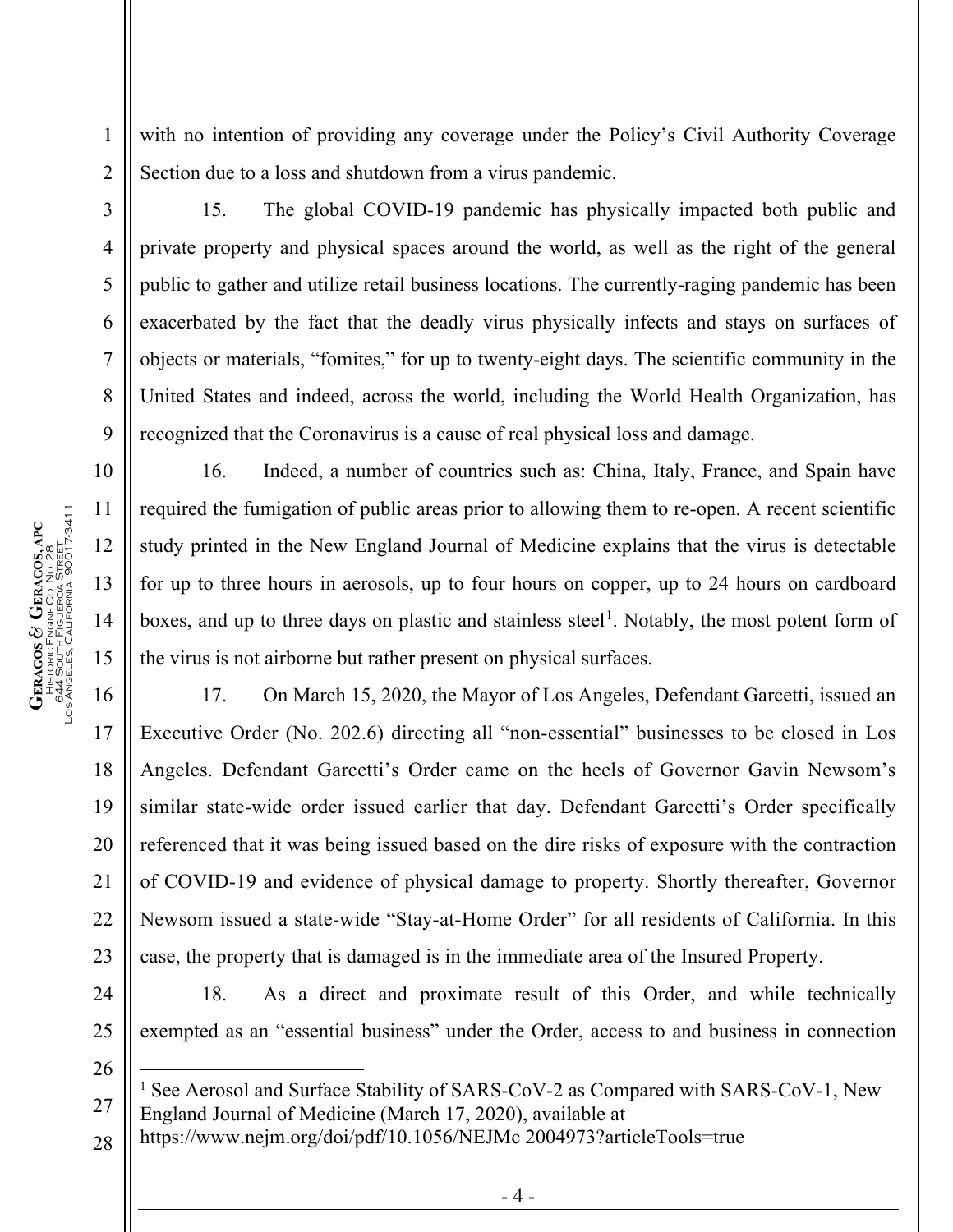with no intention of providing any coverage under the Policy's Civil Authority Coverage Section due to a loss and shutdown from a virus pandemic.

15. The global COVID-19 pandemic has physically impacted both public and private property and physical spaces around the world, as well as the right of the general public to gather and utilize retail business locations. The currently-raging pandemic has been exacerbated by the fact that the deadly virus physically infects and stays on surfaces of objects or materials, "fomites," for up to twenty-eight days. The scientific community in the United States and indeed, across the world, including the World Health Organization, has recognized that the Coronavirus is a cause of real physical loss and damage.

16. Indeed, a number of countries such as: China, Italy, France, and Spain have required the fumigation of public areas prior to allowing them to re-open. A recent scientific study printed in the New England Journal of Medicine explains that the virus is detectable for up to three hours in aerosols, up to four hours on copper, up to 24 hours on cardboard boxes, and up to three days on plastic and stainless steel[1]. Notably, the most potent form of the virus is not airborne but rather present on physical surfaces.

17. On March 15, 2020, the Mayor of Los Angeles, Defendant Garcetti, issued an Executive Order (No. 202.6) directing all "non-essential" businesses to be closed in Los Angeles. Defendant Garcetti's Order came on the heels of Governor Gavin Newsom's similar state-wide order issued earlier that day. Defendant Garcetti's Order specifically referenced that it was being issued based on the dire risks of exposure with the contraction of COVID-19 and evidence of physical damage to property. Shortly thereafter, Governor Newsom issued a state-wide "Stay-at-Home Order" for all residents of California. In this case, the property that is damaged is in the immediate area of the Insured Property.

18. As a direct and proximate result of this Order, and while technically exempted as an "essential business" under the Order, access to and business in connection

---

[1] See Aerosol and Surface Stability of SARS-CoV-2 as Compared with SARS-CoV-1, New England Journal of Medicine (March 17, 2020), available at https://www.nejm.org/doi/pdf/10.1056/NEJMc 2004973?articleTools=true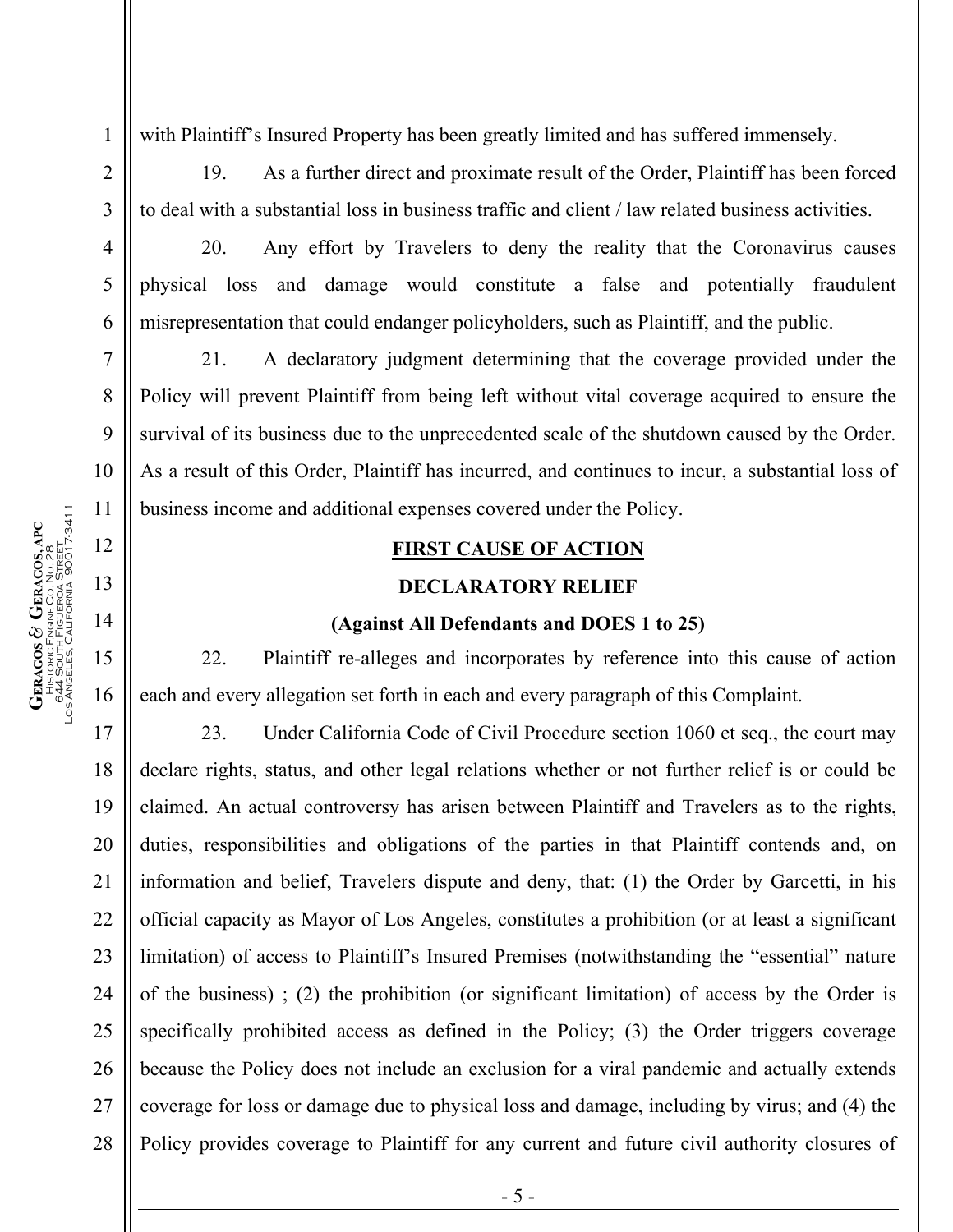with Plaintiff's Insured Property has been greatly limited and has suffered immensely.

19. As a further direct and proximate result of the Order, Plaintiff has been forced to deal with a substantial loss in business traffic and client / law related business activities.

20. Any effort by Travelers to deny the reality that the Coronavirus causes physical loss and damage would constitute a false and potentially fraudulent misrepresentation that could endanger policyholders, such as Plaintiff, and the public.

21. A declaratory judgment determining that the coverage provided under the Policy will prevent Plaintiff from being left without vital coverage acquired to ensure the survival of its business due to the unprecedented scale of the shutdown caused by the Order. As a result of this Order, Plaintiff has incurred, and continues to incur, a substantial loss of business income and additional expenses covered under the Policy.

**FIRST CAUSE OF ACTION**

**DECLARATORY RELIEF**

**(Against All Defendants and DOES 1 to 25)**

22. Plaintiff re-alleges and incorporates by reference into this cause of action each and every allegation set forth in each and every paragraph of this Complaint.

23. Under California Code of Civil Procedure section 1060 et seq., the court may declare rights, status, and other legal relations whether or not further relief is or could be claimed. An actual controversy has arisen between Plaintiff and Travelers as to the rights, duties, responsibilities and obligations of the parties in that Plaintiff contends and, on information and belief, Travelers dispute and deny, that: (1) the Order by Garcetti, in his official capacity as Mayor of Los Angeles, constitutes a prohibition (or at least a significant limitation) of access to Plaintiff's Insured Premises (notwithstanding the "essential" nature of the business) ; (2) the prohibition (or significant limitation) of access by the Order is specifically prohibited access as defined in the Policy; (3) the Order triggers coverage because the Policy does not include an exclusion for a viral pandemic and actually extends coverage for loss or damage due to physical loss and damage, including by virus; and (4) the Policy provides coverage to Plaintiff for any current and future civil authority closures of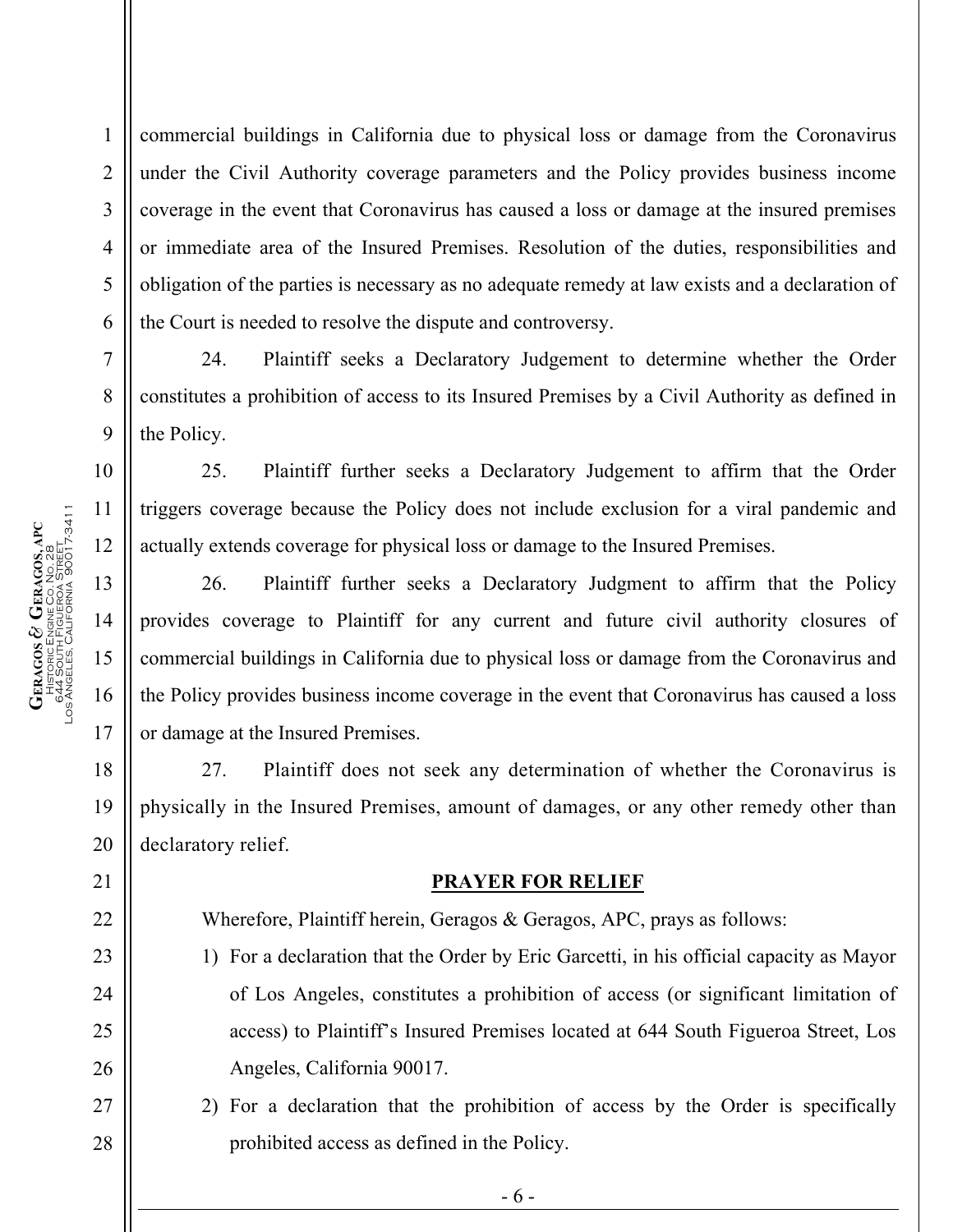commercial buildings in California due to physical loss or damage from the Coronavirus under the Civil Authority coverage parameters and the Policy provides business income coverage in the event that Coronavirus has caused a loss or damage at the insured premises or immediate area of the Insured Premises. Resolution of the duties, responsibilities and obligation of the parties is necessary as no adequate remedy at law exists and a declaration of the Court is needed to resolve the dispute and controversy.

24. Plaintiff seeks a Declaratory Judgement to determine whether the Order constitutes a prohibition of access to its Insured Premises by a Civil Authority as defined in the Policy.

25. Plaintiff further seeks a Declaratory Judgement to affirm that the Order triggers coverage because the Policy does not include exclusion for a viral pandemic and actually extends coverage for physical loss or damage to the Insured Premises.

26. Plaintiff further seeks a Declaratory Judgment to affirm that the Policy provides coverage to Plaintiff for any current and future civil authority closures of commercial buildings in California due to physical loss or damage from the Coronavirus and the Policy provides business income coverage in the event that Coronavirus has caused a loss or damage at the Insured Premises.

27. Plaintiff does not seek any determination of whether the Coronavirus is physically in the Insured Premises, amount of damages, or any other remedy other than declaratory relief.

**PRAYER FOR RELIEF**

Wherefore, Plaintiff herein, Geragos & Geragos, APC, prays as follows:

1) For a declaration that the Order by Eric Garcetti, in his official capacity as Mayor of Los Angeles, constitutes a prohibition of access (or significant limitation of access) to Plaintiff's Insured Premises located at 644 South Figueroa Street, Los Angeles, California 90017.
2) For a declaration that the prohibition of access by the Order is specifically prohibited access as defined in the Policy.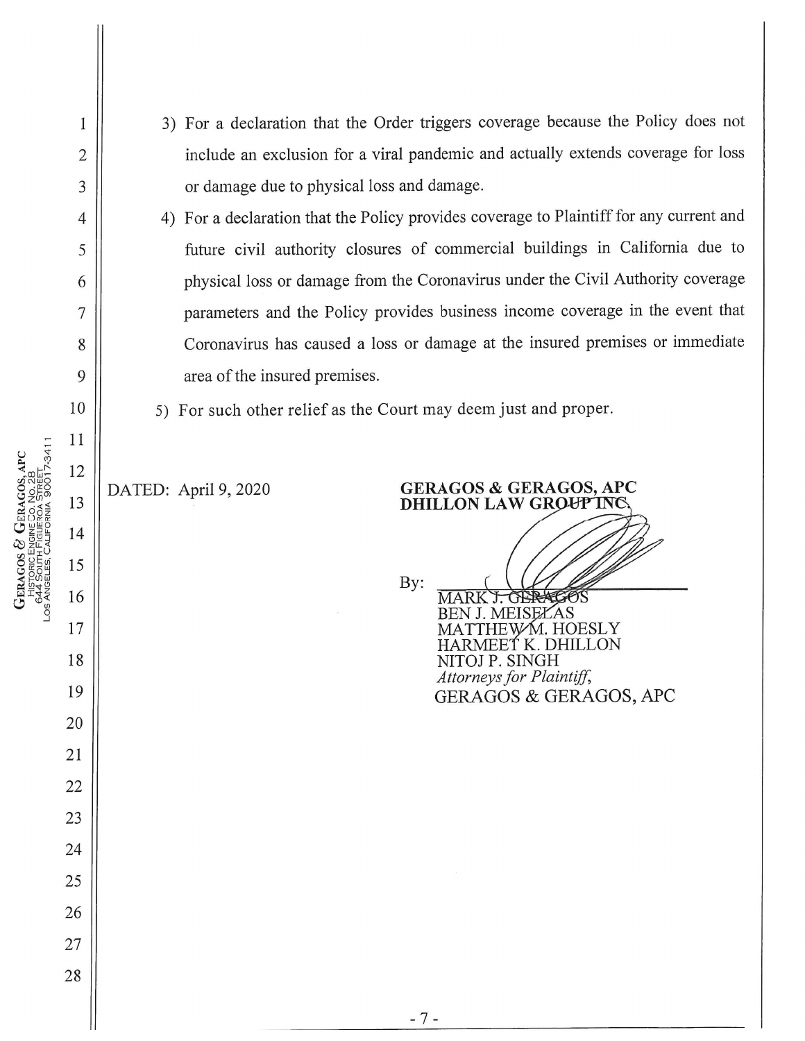3) For a declaration that the Order triggers coverage because the Policy does not include an exclusion for a viral pandemic and actually extends coverage for loss or damage due to physical loss and damage.

4) For a declaration that the Policy provides coverage to Plaintiff for any current and future civil authority closures of commercial buildings in California due to physical loss or damage from the Coronavirus under the Civil Authority coverage parameters and the Policy provides business income coverage in the event that Coronavirus has caused a loss or damage at the insured premises or immediate area of the insured premises.

5) For such other relief as the Court may deem just and proper.

DATED: April 9, 2020

**GERAGOS & GERAGOS, APC**
**DHILLON LAW GROUP INC.**

By: ____________________________

MARK J. GERAGOS
BEN J. MEISELAS
MATTHEW M. HOESLY
HARMEET K. DHILLON
NITOJ P. SINGH
*Attorneys for Plaintiff,*
GERAGOS & GERAGOS, APC